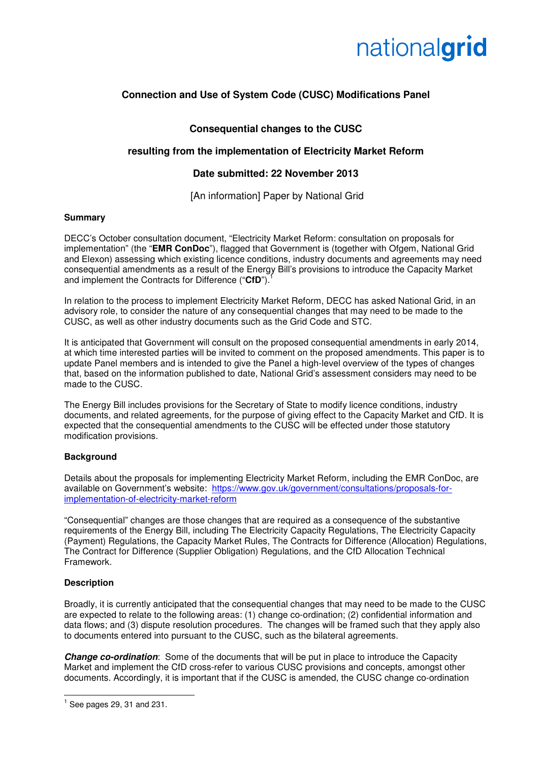nationalgrid

## Connection and Use of System Code (CUSC) Modifications Panel

### Consequential changes to the CUSC

### resulting from the implementation of Electricity Market Reform

### Date submitted: 22 November 2013

[An information] Paper by National Grid

**Summary**

DECC's October consultation document, "Electricity Market Reform: consultation on proposals for implementation" (the "**EMR ConDoc**"), flagged that Government is (together with Ofgem, National Grid and Elexon) assessing which existing licence conditions, industry documents and agreements may need consequential amendments as a result of the Energy Bill's provisions to introduce the Capacity Market and implement the Contracts for Difference ("**CfD**").[1]

In relation to the process to implement Electricity Market Reform, DECC has asked National Grid, in an advisory role, to consider the nature of any consequential changes that may need to be made to the CUSC, as well as other industry documents such as the Grid Code and STC.

It is anticipated that Government will consult on the proposed consequential amendments in early 2014, at which time interested parties will be invited to comment on the proposed amendments. This paper is to update Panel members and is intended to give the Panel a high-level overview of the types of changes that, based on the information published to date, National Grid's assessment considers may need to be made to the CUSC.

The Energy Bill includes provisions for the Secretary of State to modify licence conditions, industry documents, and related agreements, for the purpose of giving effect to the Capacity Market and CfD. It is expected that the consequential amendments to the CUSC will be effected under those statutory modification provisions.

**Background**

Details about the proposals for implementing Electricity Market Reform, including the EMR ConDoc, are available on Government's website: https://www.gov.uk/government/consultations/proposals-for-implementation-of-electricity-market-reform

"Consequential" changes are those changes that are required as a consequence of the substantive requirements of the Energy Bill, including The Electricity Capacity Regulations, The Electricity Capacity (Payment) Regulations, the Capacity Market Rules, The Contracts for Difference (Allocation) Regulations, The Contract for Difference (Supplier Obligation) Regulations, and the CfD Allocation Technical Framework.

**Description**

Broadly, it is currently anticipated that the consequential changes that may need to be made to the CUSC are expected to relate to the following areas: (1) change co-ordination; (2) confidential information and data flows; and (3) dispute resolution procedures. The changes will be framed such that they apply also to documents entered into pursuant to the CUSC, such as the bilateral agreements.

***Change co-ordination***: Some of the documents that will be put in place to introduce the Capacity Market and implement the CfD cross-refer to various CUSC provisions and concepts, amongst other documents. Accordingly, it is important that if the CUSC is amended, the CUSC change co-ordination

[1] See pages 29, 31 and 231.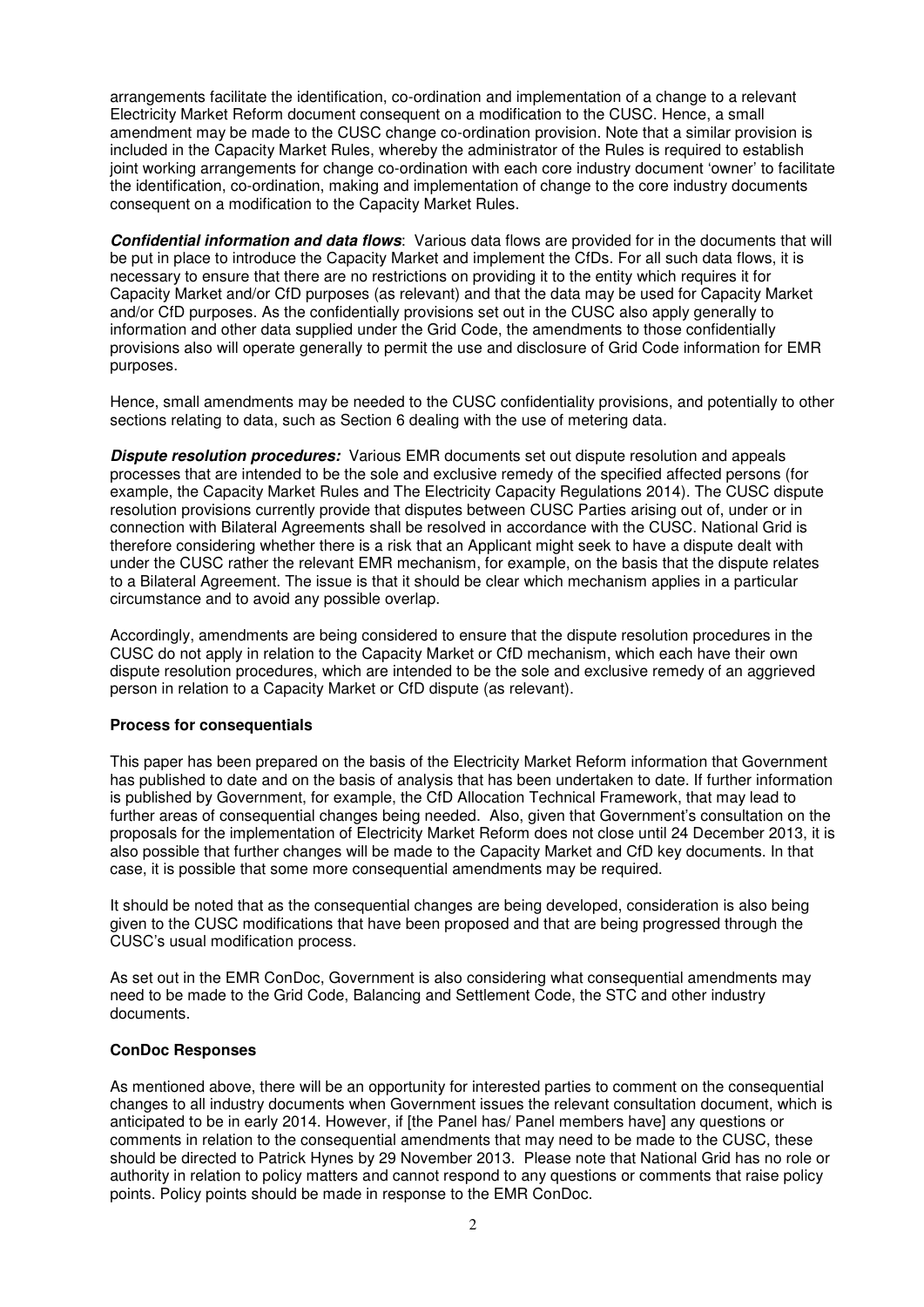arrangements facilitate the identification, co-ordination and implementation of a change to a relevant Electricity Market Reform document consequent on a modification to the CUSC. Hence, a small amendment may be made to the CUSC change co-ordination provision. Note that a similar provision is included in the Capacity Market Rules, whereby the administrator of the Rules is required to establish joint working arrangements for change co-ordination with each core industry document 'owner' to facilitate the identification, co-ordination, making and implementation of change to the core industry documents consequent on a modification to the Capacity Market Rules.

***Confidential information and data flows***: Various data flows are provided for in the documents that will be put in place to introduce the Capacity Market and implement the CfDs. For all such data flows, it is necessary to ensure that there are no restrictions on providing it to the entity which requires it for Capacity Market and/or CfD purposes (as relevant) and that the data may be used for Capacity Market and/or CfD purposes. As the confidentially provisions set out in the CUSC also apply generally to information and other data supplied under the Grid Code, the amendments to those confidentially provisions also will operate generally to permit the use and disclosure of Grid Code information for EMR purposes.

Hence, small amendments may be needed to the CUSC confidentiality provisions, and potentially to other sections relating to data, such as Section 6 dealing with the use of metering data.

***Dispute resolution procedures:*** Various EMR documents set out dispute resolution and appeals processes that are intended to be the sole and exclusive remedy of the specified affected persons (for example, the Capacity Market Rules and The Electricity Capacity Regulations 2014). The CUSC dispute resolution provisions currently provide that disputes between CUSC Parties arising out of, under or in connection with Bilateral Agreements shall be resolved in accordance with the CUSC. National Grid is therefore considering whether there is a risk that an Applicant might seek to have a dispute dealt with under the CUSC rather the relevant EMR mechanism, for example, on the basis that the dispute relates to a Bilateral Agreement. The issue is that it should be clear which mechanism applies in a particular circumstance and to avoid any possible overlap.

Accordingly, amendments are being considered to ensure that the dispute resolution procedures in the CUSC do not apply in relation to the Capacity Market or CfD mechanism, which each have their own dispute resolution procedures, which are intended to be the sole and exclusive remedy of an aggrieved person in relation to a Capacity Market or CfD dispute (as relevant).

**Process for consequentials**

This paper has been prepared on the basis of the Electricity Market Reform information that Government has published to date and on the basis of analysis that has been undertaken to date. If further information is published by Government, for example, the CfD Allocation Technical Framework, that may lead to further areas of consequential changes being needed. Also, given that Government's consultation on the proposals for the implementation of Electricity Market Reform does not close until 24 December 2013, it is also possible that further changes will be made to the Capacity Market and CfD key documents. In that case, it is possible that some more consequential amendments may be required.

It should be noted that as the consequential changes are being developed, consideration is also being given to the CUSC modifications that have been proposed and that are being progressed through the CUSC's usual modification process.

As set out in the EMR ConDoc, Government is also considering what consequential amendments may need to be made to the Grid Code, Balancing and Settlement Code, the STC and other industry documents.

**ConDoc Responses**

As mentioned above, there will be an opportunity for interested parties to comment on the consequential changes to all industry documents when Government issues the relevant consultation document, which is anticipated to be in early 2014. However, if [the Panel has/ Panel members have] any questions or comments in relation to the consequential amendments that may need to be made to the CUSC, these should be directed to Patrick Hynes by 29 November 2013. Please note that National Grid has no role or authority in relation to policy matters and cannot respond to any questions or comments that raise policy points. Policy points should be made in response to the EMR ConDoc.